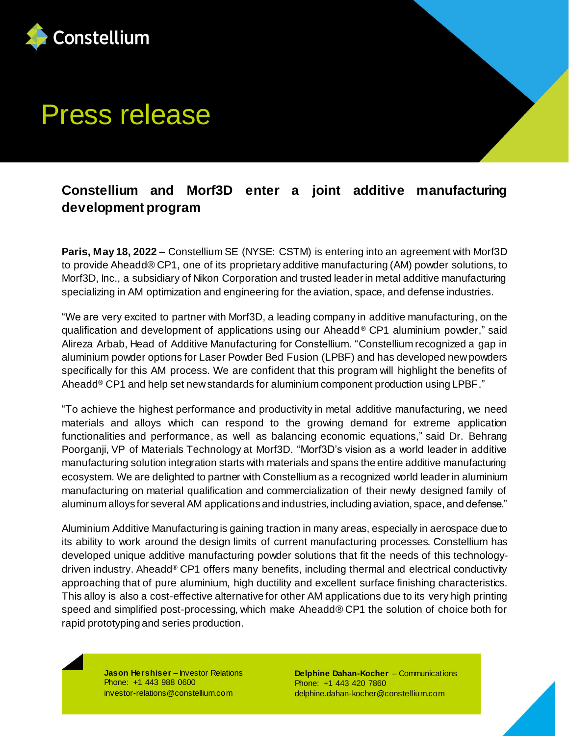Constellium

# Press release

## Constellium and Morf3D enter a joint additive manufacturing development program

**Paris, May 18, 2022** – Constellium SE (NYSE: CSTM) is entering into an agreement with Morf3D to provide Aheadd® CP1, one of its proprietary additive manufacturing (AM) powder solutions, to Morf3D, Inc., a subsidiary of Nikon Corporation and trusted leader in metal additive manufacturing specializing in AM optimization and engineering for the aviation, space, and defense industries.

"We are very excited to partner with Morf3D, a leading company in additive manufacturing, on the qualification and development of applications using our Aheadd® CP1 aluminium powder," said Alireza Arbab, Head of Additive Manufacturing for Constellium. "Constellium recognized a gap in aluminium powder options for Laser Powder Bed Fusion (LPBF) and has developed new powders specifically for this AM process. We are confident that this program will highlight the benefits of Aheadd® CP1 and help set new standards for aluminium component production using LPBF."

"To achieve the highest performance and productivity in metal additive manufacturing, we need materials and alloys which can respond to the growing demand for extreme application functionalities and performance, as well as balancing economic equations," said Dr. Behrang Poorganji, VP of Materials Technology at Morf3D. "Morf3D's vision as a world leader in additive manufacturing solution integration starts with materials and spans the entire additive manufacturing ecosystem. We are delighted to partner with Constellium as a recognized world leader in aluminium manufacturing on material qualification and commercialization of their newly designed family of aluminum alloys for several AM applications and industries, including aviation, space, and defense."

Aluminium Additive Manufacturing is gaining traction in many areas, especially in aerospace due to its ability to work around the design limits of current manufacturing processes. Constellium has developed unique additive manufacturing powder solutions that fit the needs of this technology-driven industry. Aheadd® CP1 offers many benefits, including thermal and electrical conductivity approaching that of pure aluminium, high ductility and excellent surface finishing characteristics. This alloy is also a cost-effective alternative for other AM applications due to its very high printing speed and simplified post-processing, which make Aheadd® CP1 the solution of choice both for rapid prototyping and series production.

**Jason Hershiser** – Investor Relations
Phone: +1 443 988 0600
investor-relations@constellium.com

**Delphine Dahan-Kocher** – Communications
Phone: +1 443 420 7860
delphine.dahan-kocher@constellium.com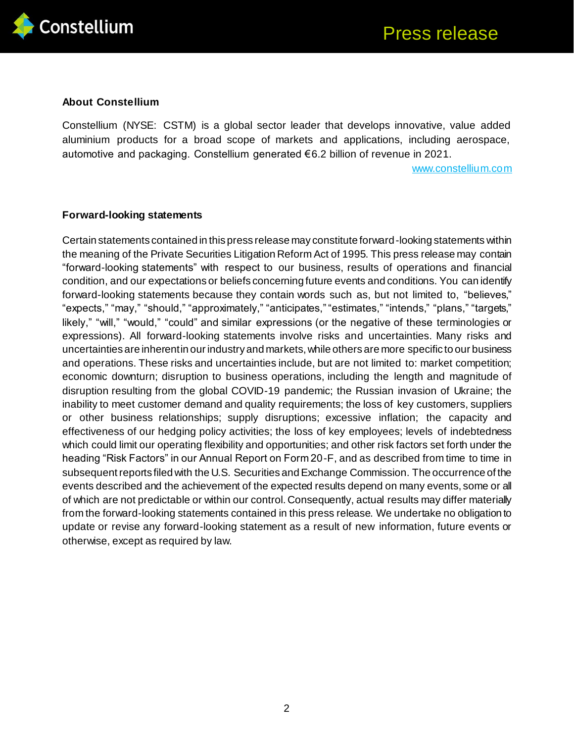## About Constellium

Constellium (NYSE: CSTM) is a global sector leader that develops innovative, value added aluminium products for a broad scope of markets and applications, including aerospace, automotive and packaging. Constellium generated €6.2 billion of revenue in 2021.

www.constellium.com

## Forward-looking statements

Certain statements contained in this press release may constitute forward-looking statements within the meaning of the Private Securities Litigation Reform Act of 1995. This press release may contain "forward-looking statements" with respect to our business, results of operations and financial condition, and our expectations or beliefs concerning future events and conditions. You can identify forward-looking statements because they contain words such as, but not limited to, "believes," "expects," "may," "should," "approximately," "anticipates," "estimates," "intends," "plans," "targets," likely," "will," "would," "could" and similar expressions (or the negative of these terminologies or expressions). All forward-looking statements involve risks and uncertainties. Many risks and uncertainties are inherent in our industry and markets, while others are more specific to our business and operations. These risks and uncertainties include, but are not limited to: market competition; economic downturn; disruption to business operations, including the length and magnitude of disruption resulting from the global COVID-19 pandemic; the Russian invasion of Ukraine; the inability to meet customer demand and quality requirements; the loss of key customers, suppliers or other business relationships; supply disruptions; excessive inflation; the capacity and effectiveness of our hedging policy activities; the loss of key employees; levels of indebtedness which could limit our operating flexibility and opportunities; and other risk factors set forth under the heading "Risk Factors" in our Annual Report on Form 20-F, and as described from time to time in subsequent reports filed with the U.S. Securities and Exchange Commission. The occurrence of the events described and the achievement of the expected results depend on many events, some or all of which are not predictable or within our control. Consequently, actual results may differ materially from the forward-looking statements contained in this press release. We undertake no obligation to update or revise any forward-looking statement as a result of new information, future events or otherwise, except as required by law.